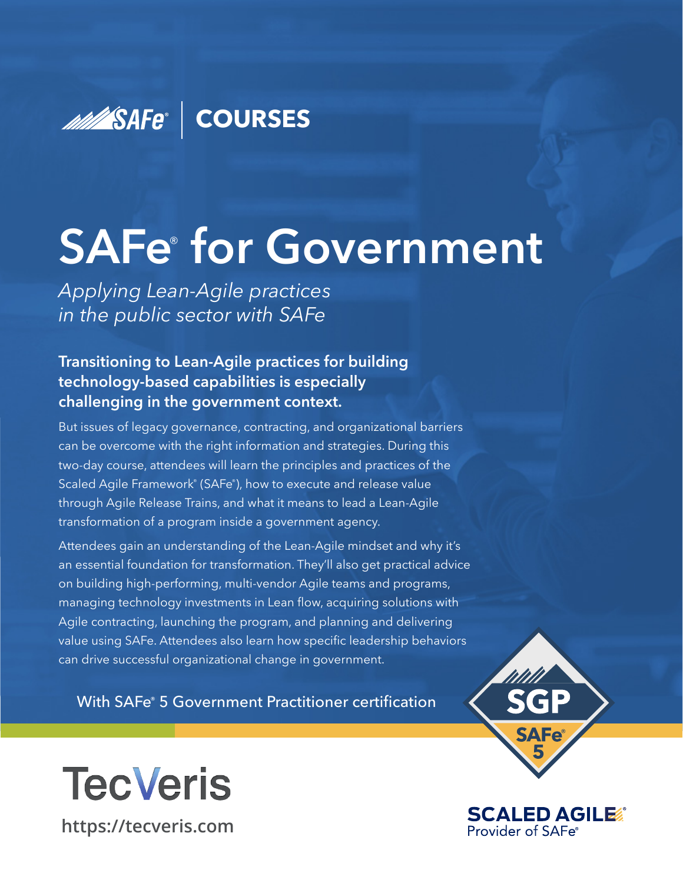SAFe® | COURSES

# SAFe® for Government

*Applying Lean-Agile practices in the public sector with SAFe*

**Transitioning to Lean-Agile practices for building technology-based capabilities is especially challenging in the government context.**

But issues of legacy governance, contracting, and organizational barriers can be overcome with the right information and strategies. During this two-day course, attendees will learn the principles and practices of the Scaled Agile Framework® (SAFe®), how to execute and release value through Agile Release Trains, and what it means to lead a Lean-Agile transformation of a program inside a government agency.

Attendees gain an understanding of the Lean-Agile mindset and why it's an essential foundation for transformation. They'll also get practical advice on building high-performing, multi-vendor Agile teams and programs, managing technology investments in Lean flow, acquiring solutions with Agile contracting, launching the program, and planning and delivering value using SAFe. Attendees also learn how specific leadership behaviors can drive successful organizational change in government.

With SAFe® 5 Government Practitioner certification

SGP SAFe® 5

TecVeris

https://tecveris.com

SCALED AGILE® Provider of SAFe®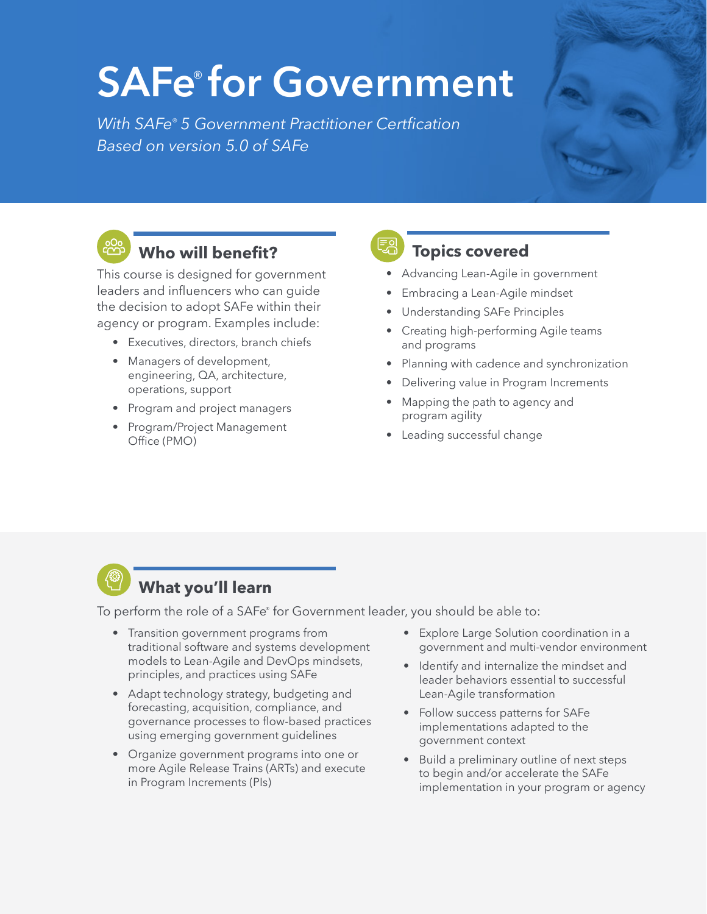# SAFe® for Government

*With SAFe® 5 Government Practitioner Certfication*
*Based on version 5.0 of SAFe*

## Who will benefit?

This course is designed for government leaders and influencers who can guide the decision to adopt SAFe within their agency or program. Examples include:

- Executives, directors, branch chiefs
- Managers of development, engineering, QA, architecture, operations, support
- Program and project managers
- Program/Project Management Office (PMO)

## Topics covered

- Advancing Lean-Agile in government
- Embracing a Lean-Agile mindset
- Understanding SAFe Principles
- Creating high-performing Agile teams and programs
- Planning with cadence and synchronization
- Delivering value in Program Increments
- Mapping the path to agency and program agility
- Leading successful change

## What you'll learn

To perform the role of a SAFe® for Government leader, you should be able to:

- Transition government programs from traditional software and systems development models to Lean-Agile and DevOps mindsets, principles, and practices using SAFe
- Adapt technology strategy, budgeting and forecasting, acquisition, compliance, and governance processes to flow-based practices using emerging government guidelines
- Organize government programs into one or more Agile Release Trains (ARTs) and execute in Program Increments (PIs)
- Explore Large Solution coordination in a government and multi-vendor environment
- Identify and internalize the mindset and leader behaviors essential to successful Lean-Agile transformation
- Follow success patterns for SAFe implementations adapted to the government context
- Build a preliminary outline of next steps to begin and/or accelerate the SAFe implementation in your program or agency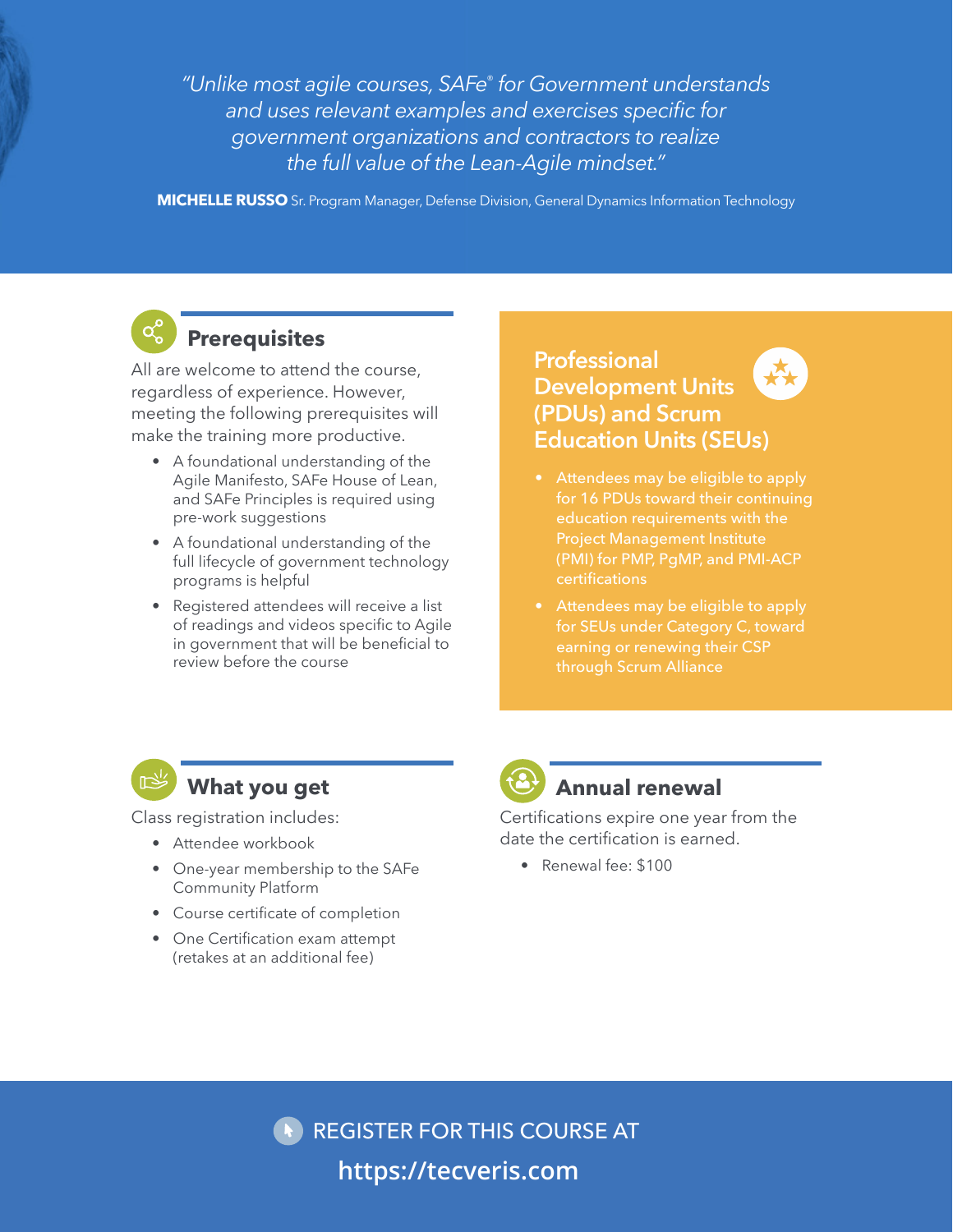*"Unlike most agile courses, SAFe® for Government understands and uses relevant examples and exercises specific for government organizations and contractors to realize the full value of the Lean-Agile mindset."*

**MICHELLE RUSSO** Sr. Program Manager, Defense Division, General Dynamics Information Technology

## Prerequisites

All are welcome to attend the course, regardless of experience. However, meeting the following prerequisites will make the training more productive.

- A foundational understanding of the Agile Manifesto, SAFe House of Lean, and SAFe Principles is required using pre-work suggestions
- A foundational understanding of the full lifecycle of government technology programs is helpful
- Registered attendees will receive a list of readings and videos specific to Agile in government that will be beneficial to review before the course

## Professional Development Units (PDUs) and Scrum Education Units (SEUs)

- Attendees may be eligible to apply for 16 PDUs toward their continuing education requirements with the Project Management Institute (PMI) for PMP, PgMP, and PMI-ACP certifications
- Attendees may be eligible to apply for SEUs under Category C, toward earning or renewing their CSP through Scrum Alliance

## What you get

Class registration includes:

- Attendee workbook
- One-year membership to the SAFe Community Platform
- Course certificate of completion
- One Certification exam attempt (retakes at an additional fee)

## Annual renewal

Certifications expire one year from the date the certification is earned.

- Renewal fee: $100

REGISTER FOR THIS COURSE AT

**https://tecveris.com**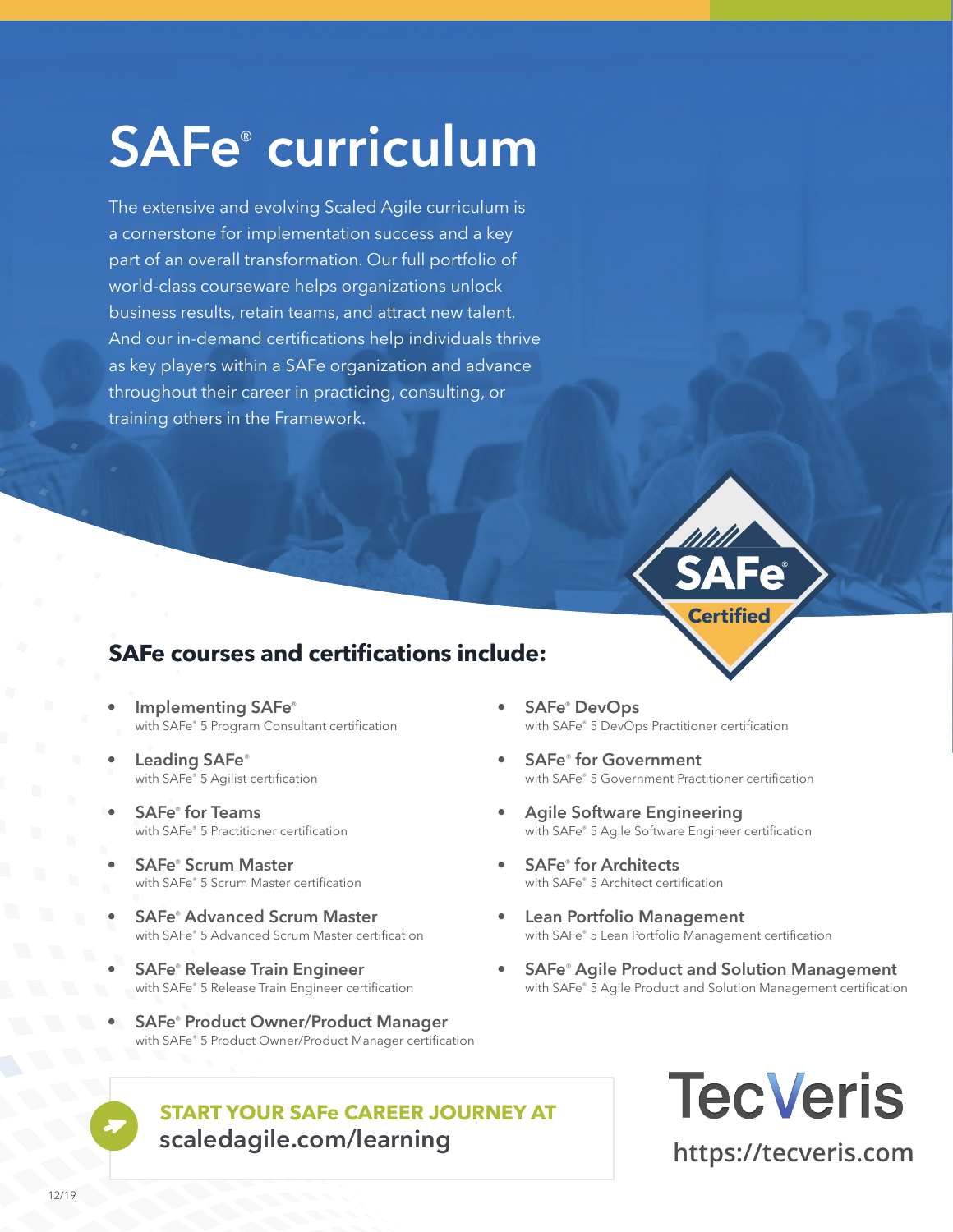# SAFe® curriculum

The extensive and evolving Scaled Agile curriculum is a cornerstone for implementation success and a key part of an overall transformation. Our full portfolio of world-class courseware helps organizations unlock business results, retain teams, and attract new talent. And our in-demand certifications help individuals thrive as key players within a SAFe organization and advance throughout their career in practicing, consulting, or training others in the Framework.

SAFe® Certified

## SAFe courses and certifications include:

- **Implementing SAFe®**
  with SAFe® 5 Program Consultant certification
- **Leading SAFe®**
  with SAFe® 5 Agilist certification
- **SAFe® for Teams**
  with SAFe® 5 Practitioner certification
- **SAFe® Scrum Master**
  with SAFe® 5 Scrum Master certification
- **SAFe® Advanced Scrum Master**
  with SAFe® 5 Advanced Scrum Master certification
- **SAFe® Release Train Engineer**
  with SAFe® 5 Release Train Engineer certification
- **SAFe® Product Owner/Product Manager**
  with SAFe® 5 Product Owner/Product Manager certification
- **SAFe® DevOps**
  with SAFe® 5 DevOps Practitioner certification
- **SAFe® for Government**
  with SAFe® 5 Government Practitioner certification
- **Agile Software Engineering**
  with SAFe® 5 Agile Software Engineer certification
- **SAFe® for Architects**
  with SAFe® 5 Architect certification
- **Lean Portfolio Management**
  with SAFe® 5 Lean Portfolio Management certification
- **SAFe® Agile Product and Solution Management**
  with SAFe® 5 Agile Product and Solution Management certification

**START YOUR SAFe CAREER JOURNEY AT**
scaledagile.com/learning

TecVeris
https://tecveris.com

12/19